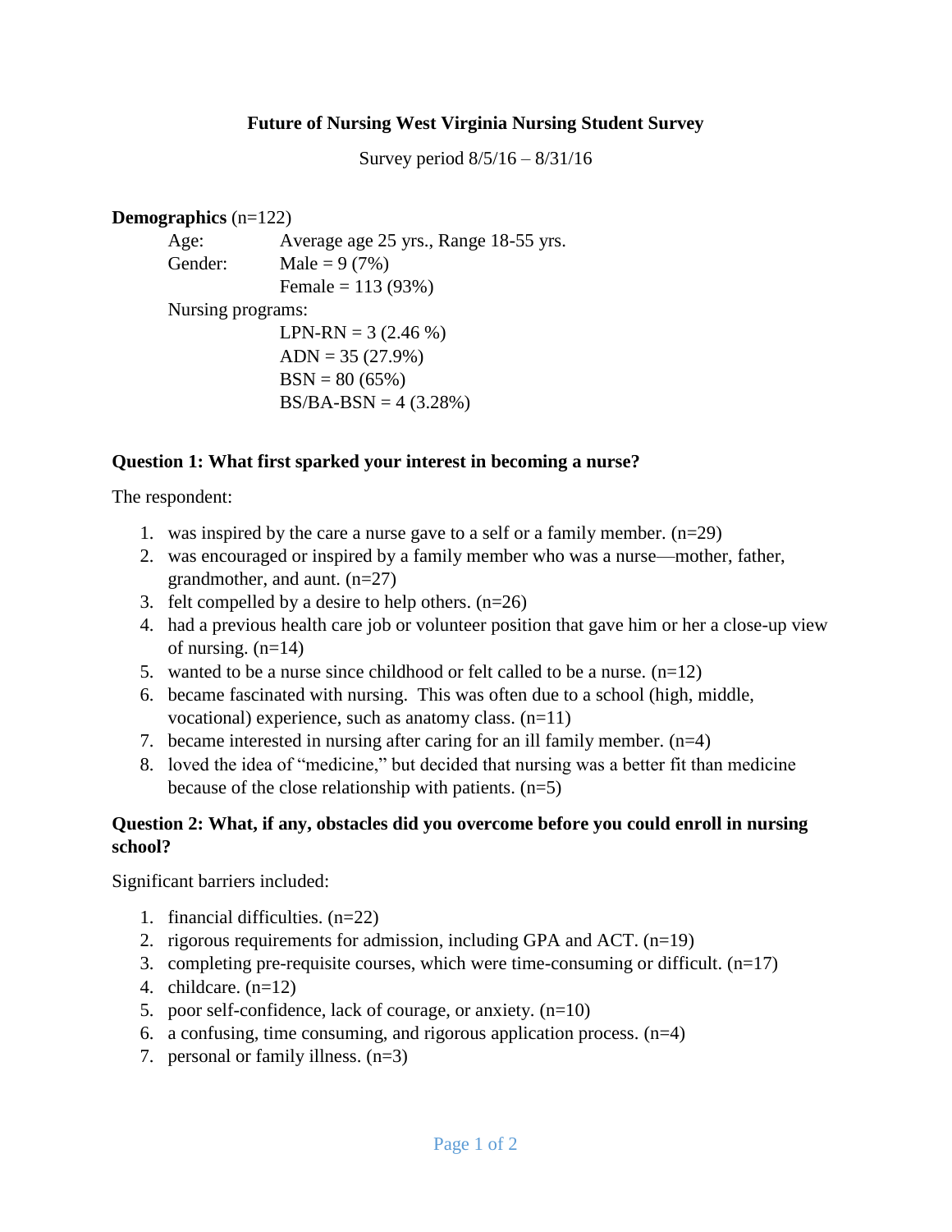# Future of Nursing West Virginia Nursing Student Survey

Survey period 8/5/16 – 8/31/16

**Demographics** (n=122)

Age: Average age 25 yrs., Range 18-55 yrs.

Gender: Male = 9 (7%)
Female = 113 (93%)

Nursing programs:
LPN-RN = 3 (2.46 %)
ADN = 35 (27.9%)
BSN = 80 (65%)
BS/BA-BSN = 4 (3.28%)

## Question 1: What first sparked your interest in becoming a nurse?

The respondent:

1. was inspired by the care a nurse gave to a self or a family member. (n=29)
2. was encouraged or inspired by a family member who was a nurse—mother, father, grandmother, and aunt. (n=27)
3. felt compelled by a desire to help others. (n=26)
4. had a previous health care job or volunteer position that gave him or her a close-up view of nursing. (n=14)
5. wanted to be a nurse since childhood or felt called to be a nurse. (n=12)
6. became fascinated with nursing. This was often due to a school (high, middle, vocational) experience, such as anatomy class. (n=11)
7. became interested in nursing after caring for an ill family member. (n=4)
8. loved the idea of "medicine," but decided that nursing was a better fit than medicine because of the close relationship with patients. (n=5)

## Question 2: What, if any, obstacles did you overcome before you could enroll in nursing school?

Significant barriers included:

1. financial difficulties. (n=22)
2. rigorous requirements for admission, including GPA and ACT. (n=19)
3. completing pre-requisite courses, which were time-consuming or difficult. (n=17)
4. childcare. (n=12)
5. poor self-confidence, lack of courage, or anxiety. (n=10)
6. a confusing, time consuming, and rigorous application process. (n=4)
7. personal or family illness. (n=3)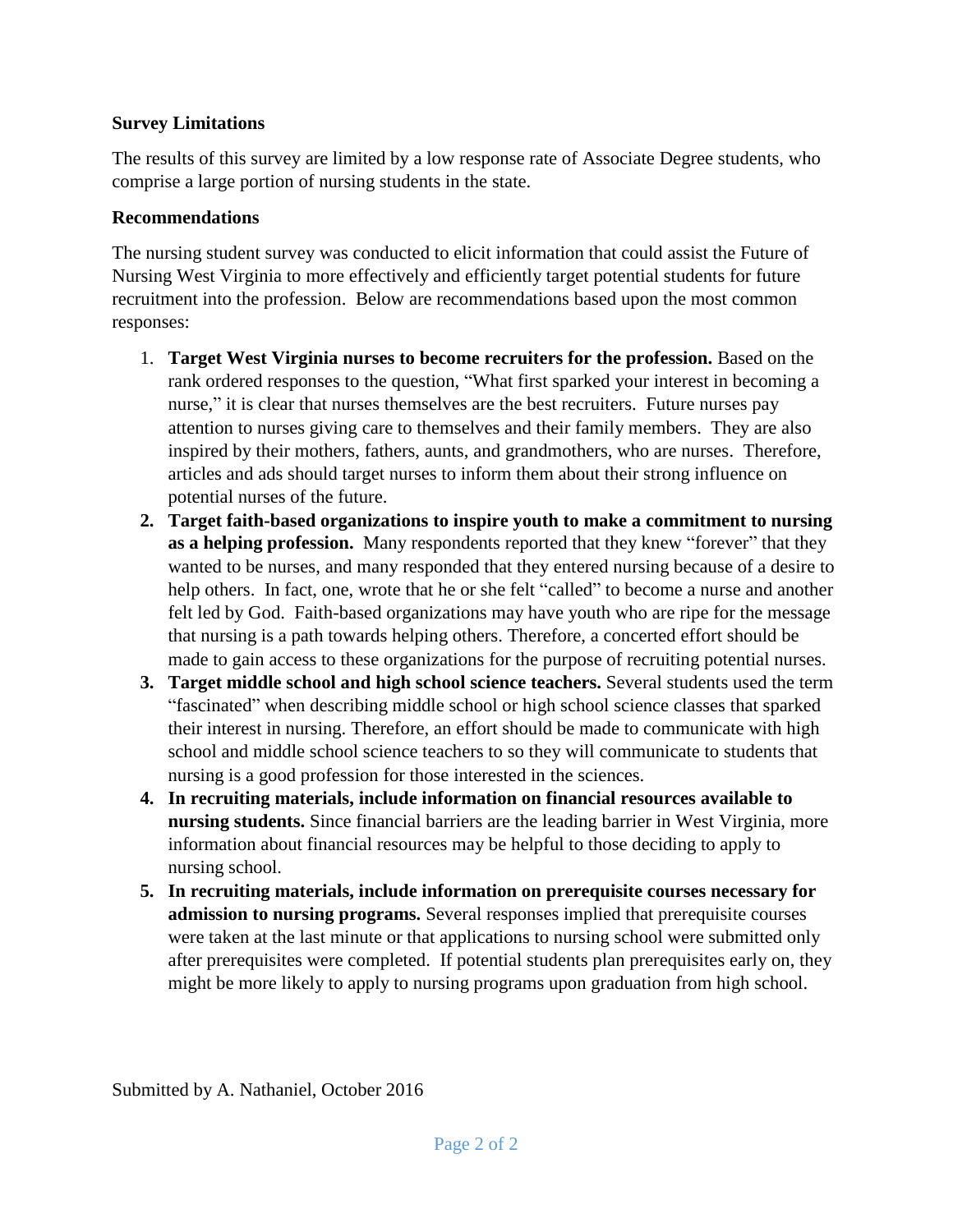**Survey Limitations**

The results of this survey are limited by a low response rate of Associate Degree students, who comprise a large portion of nursing students in the state.

**Recommendations**

The nursing student survey was conducted to elicit information that could assist the Future of Nursing West Virginia to more effectively and efficiently target potential students for future recruitment into the profession. Below are recommendations based upon the most common responses:

1. **Target West Virginia nurses to become recruiters for the profession.** Based on the rank ordered responses to the question, "What first sparked your interest in becoming a nurse," it is clear that nurses themselves are the best recruiters. Future nurses pay attention to nurses giving care to themselves and their family members. They are also inspired by their mothers, fathers, aunts, and grandmothers, who are nurses. Therefore, articles and ads should target nurses to inform them about their strong influence on potential nurses of the future.
2. **Target faith-based organizations to inspire youth to make a commitment to nursing as a helping profession.** Many respondents reported that they knew "forever" that they wanted to be nurses, and many responded that they entered nursing because of a desire to help others. In fact, one, wrote that he or she felt "called" to become a nurse and another felt led by God. Faith-based organizations may have youth who are ripe for the message that nursing is a path towards helping others. Therefore, a concerted effort should be made to gain access to these organizations for the purpose of recruiting potential nurses.
3. **Target middle school and high school science teachers.** Several students used the term "fascinated" when describing middle school or high school science classes that sparked their interest in nursing. Therefore, an effort should be made to communicate with high school and middle school science teachers to so they will communicate to students that nursing is a good profession for those interested in the sciences.
4. **In recruiting materials, include information on financial resources available to nursing students.** Since financial barriers are the leading barrier in West Virginia, more information about financial resources may be helpful to those deciding to apply to nursing school.
5. **In recruiting materials, include information on prerequisite courses necessary for admission to nursing programs.** Several responses implied that prerequisite courses were taken at the last minute or that applications to nursing school were submitted only after prerequisites were completed. If potential students plan prerequisites early on, they might be more likely to apply to nursing programs upon graduation from high school.

Submitted by A. Nathaniel, October 2016